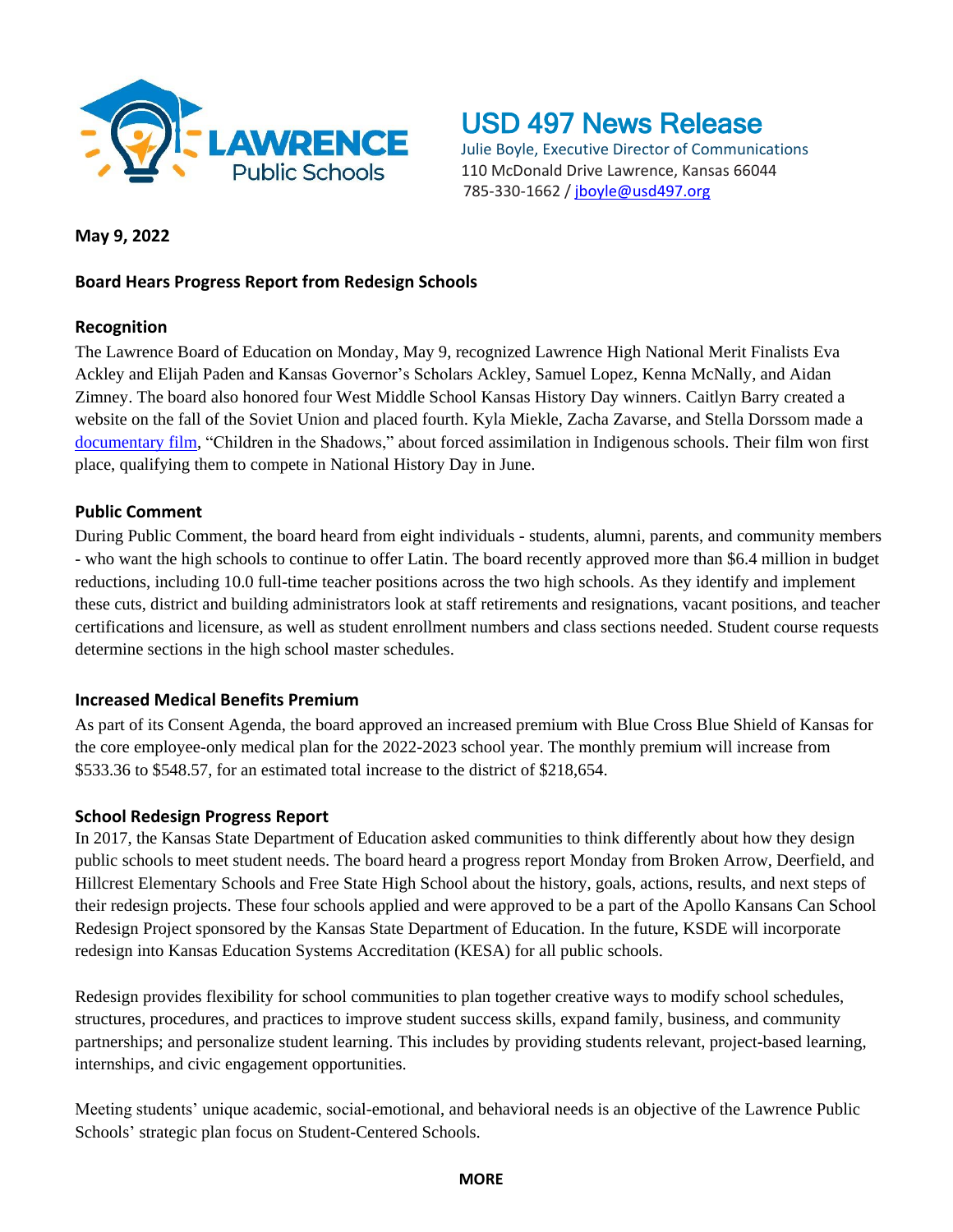# USD 497 News Release

Julie Boyle, Executive Director of Communications
110 McDonald Drive Lawrence, Kansas 66044
785-330-1662 / jboyle@usd497.org

**May 9, 2022**

## Board Hears Progress Report from Redesign Schools

### Recognition

The Lawrence Board of Education on Monday, May 9, recognized Lawrence High National Merit Finalists Eva Ackley and Elijah Paden and Kansas Governor's Scholars Ackley, Samuel Lopez, Kenna McNally, and Aidan Zimney. The board also honored four West Middle School Kansas History Day winners. Caitlyn Barry created a website on the fall of the Soviet Union and placed fourth. Kyla Miekle, Zacha Zavarse, and Stella Dorssom made a documentary film, "Children in the Shadows," about forced assimilation in Indigenous schools. Their film won first place, qualifying them to compete in National History Day in June.

### Public Comment

During Public Comment, the board heard from eight individuals - students, alumni, parents, and community members - who want the high schools to continue to offer Latin. The board recently approved more than $6.4 million in budget reductions, including 10.0 full-time teacher positions across the two high schools. As they identify and implement these cuts, district and building administrators look at staff retirements and resignations, vacant positions, and teacher certifications and licensure, as well as student enrollment numbers and class sections needed. Student course requests determine sections in the high school master schedules.

### Increased Medical Benefits Premium

As part of its Consent Agenda, the board approved an increased premium with Blue Cross Blue Shield of Kansas for the core employee-only medical plan for the 2022-2023 school year. The monthly premium will increase from $533.36 to $548.57, for an estimated total increase to the district of $218,654.

### School Redesign Progress Report

In 2017, the Kansas State Department of Education asked communities to think differently about how they design public schools to meet student needs. The board heard a progress report Monday from Broken Arrow, Deerfield, and Hillcrest Elementary Schools and Free State High School about the history, goals, actions, results, and next steps of their redesign projects. These four schools applied and were approved to be a part of the Apollo Kansans Can School Redesign Project sponsored by the Kansas State Department of Education. In the future, KSDE will incorporate redesign into Kansas Education Systems Accreditation (KESA) for all public schools.

Redesign provides flexibility for school communities to plan together creative ways to modify school schedules, structures, procedures, and practices to improve student success skills, expand family, business, and community partnerships; and personalize student learning. This includes by providing students relevant, project-based learning, internships, and civic engagement opportunities.

Meeting students' unique academic, social-emotional, and behavioral needs is an objective of the Lawrence Public Schools' strategic plan focus on Student-Centered Schools.

**MORE**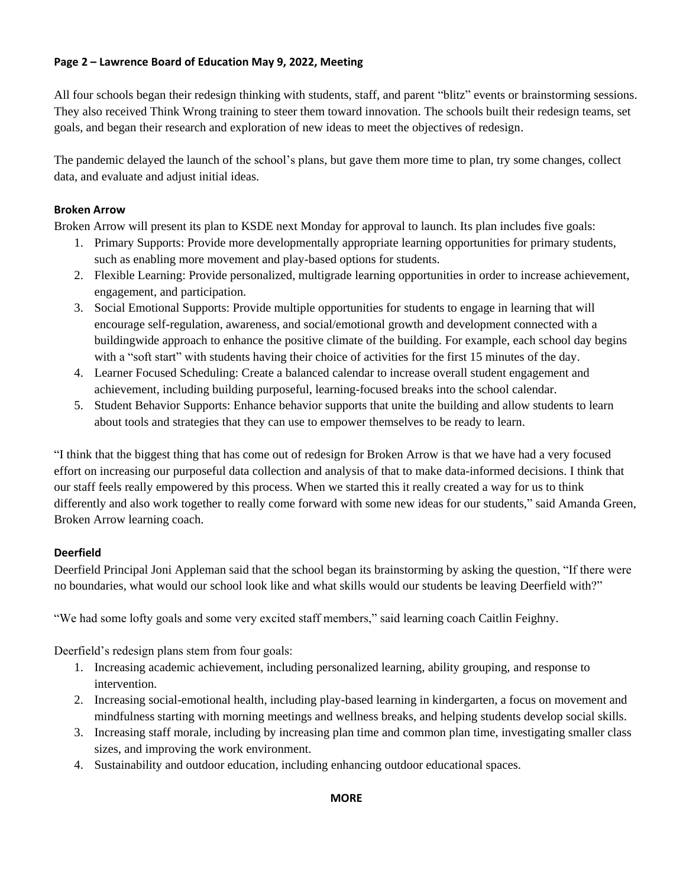All four schools began their redesign thinking with students, staff, and parent "blitz" events or brainstorming sessions. They also received Think Wrong training to steer them toward innovation. The schools built their redesign teams, set goals, and began their research and exploration of new ideas to meet the objectives of redesign.

The pandemic delayed the launch of the school's plans, but gave them more time to plan, try some changes, collect data, and evaluate and adjust initial ideas.

### Broken Arrow

Broken Arrow will present its plan to KSDE next Monday for approval to launch. Its plan includes five goals:

1. Primary Supports: Provide more developmentally appropriate learning opportunities for primary students, such as enabling more movement and play-based options for students.
2. Flexible Learning: Provide personalized, multigrade learning opportunities in order to increase achievement, engagement, and participation.
3. Social Emotional Supports: Provide multiple opportunities for students to engage in learning that will encourage self-regulation, awareness, and social/emotional growth and development connected with a buildingwide approach to enhance the positive climate of the building. For example, each school day begins with a "soft start" with students having their choice of activities for the first 15 minutes of the day.
4. Learner Focused Scheduling: Create a balanced calendar to increase overall student engagement and achievement, including building purposeful, learning-focused breaks into the school calendar.
5. Student Behavior Supports: Enhance behavior supports that unite the building and allow students to learn about tools and strategies that they can use to empower themselves to be ready to learn.

"I think that the biggest thing that has come out of redesign for Broken Arrow is that we have had a very focused effort on increasing our purposeful data collection and analysis of that to make data-informed decisions. I think that our staff feels really empowered by this process. When we started this it really created a way for us to think differently and also work together to really come forward with some new ideas for our students," said Amanda Green, Broken Arrow learning coach.

### Deerfield

Deerfield Principal Joni Appleman said that the school began its brainstorming by asking the question, "If there were no boundaries, what would our school look like and what skills would our students be leaving Deerfield with?"

"We had some lofty goals and some very excited staff members," said learning coach Caitlin Feighny.

Deerfield's redesign plans stem from four goals:

1. Increasing academic achievement, including personalized learning, ability grouping, and response to intervention.
2. Increasing social-emotional health, including play-based learning in kindergarten, a focus on movement and mindfulness starting with morning meetings and wellness breaks, and helping students develop social skills.
3. Increasing staff morale, including by increasing plan time and common plan time, investigating smaller class sizes, and improving the work environment.
4. Sustainability and outdoor education, including enhancing outdoor educational spaces.

**MORE**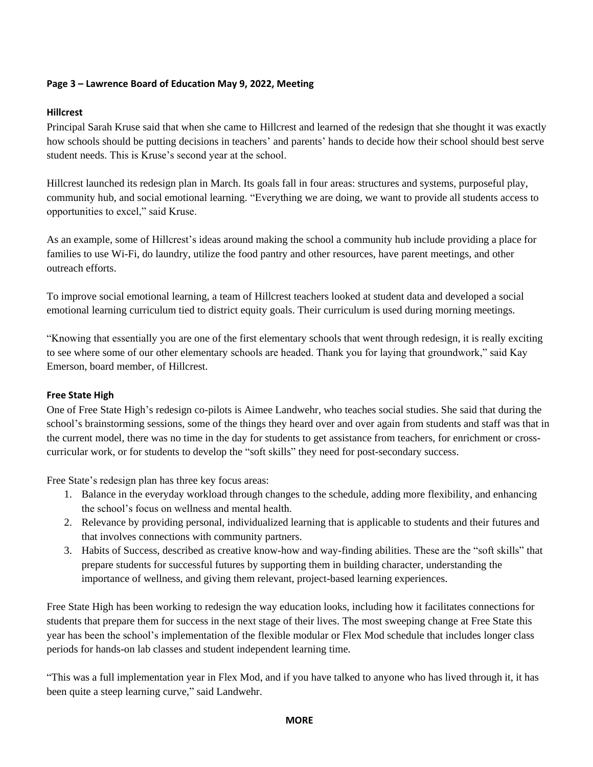**Page 3 – Lawrence Board of Education May 9, 2022, Meeting**

**Hillcrest**

Principal Sarah Kruse said that when she came to Hillcrest and learned of the redesign that she thought it was exactly how schools should be putting decisions in teachers' and parents' hands to decide how their school should best serve student needs. This is Kruse's second year at the school.

Hillcrest launched its redesign plan in March. Its goals fall in four areas: structures and systems, purposeful play, community hub, and social emotional learning. "Everything we are doing, we want to provide all students access to opportunities to excel," said Kruse.

As an example, some of Hillcrest's ideas around making the school a community hub include providing a place for families to use Wi-Fi, do laundry, utilize the food pantry and other resources, have parent meetings, and other outreach efforts.

To improve social emotional learning, a team of Hillcrest teachers looked at student data and developed a social emotional learning curriculum tied to district equity goals. Their curriculum is used during morning meetings.

"Knowing that essentially you are one of the first elementary schools that went through redesign, it is really exciting to see where some of our other elementary schools are headed. Thank you for laying that groundwork," said Kay Emerson, board member, of Hillcrest.

**Free State High**

One of Free State High's redesign co-pilots is Aimee Landwehr, who teaches social studies. She said that during the school's brainstorming sessions, some of the things they heard over and over again from students and staff was that in the current model, there was no time in the day for students to get assistance from teachers, for enrichment or cross-curricular work, or for students to develop the "soft skills" they need for post-secondary success.

Free State's redesign plan has three key focus areas:

1. Balance in the everyday workload through changes to the schedule, adding more flexibility, and enhancing the school's focus on wellness and mental health.
2. Relevance by providing personal, individualized learning that is applicable to students and their futures and that involves connections with community partners.
3. Habits of Success, described as creative know-how and way-finding abilities. These are the "soft skills" that prepare students for successful futures by supporting them in building character, understanding the importance of wellness, and giving them relevant, project-based learning experiences.

Free State High has been working to redesign the way education looks, including how it facilitates connections for students that prepare them for success in the next stage of their lives. The most sweeping change at Free State this year has been the school's implementation of the flexible modular or Flex Mod schedule that includes longer class periods for hands-on lab classes and student independent learning time.

"This was a full implementation year in Flex Mod, and if you have talked to anyone who has lived through it, it has been quite a steep learning curve," said Landwehr.

**MORE**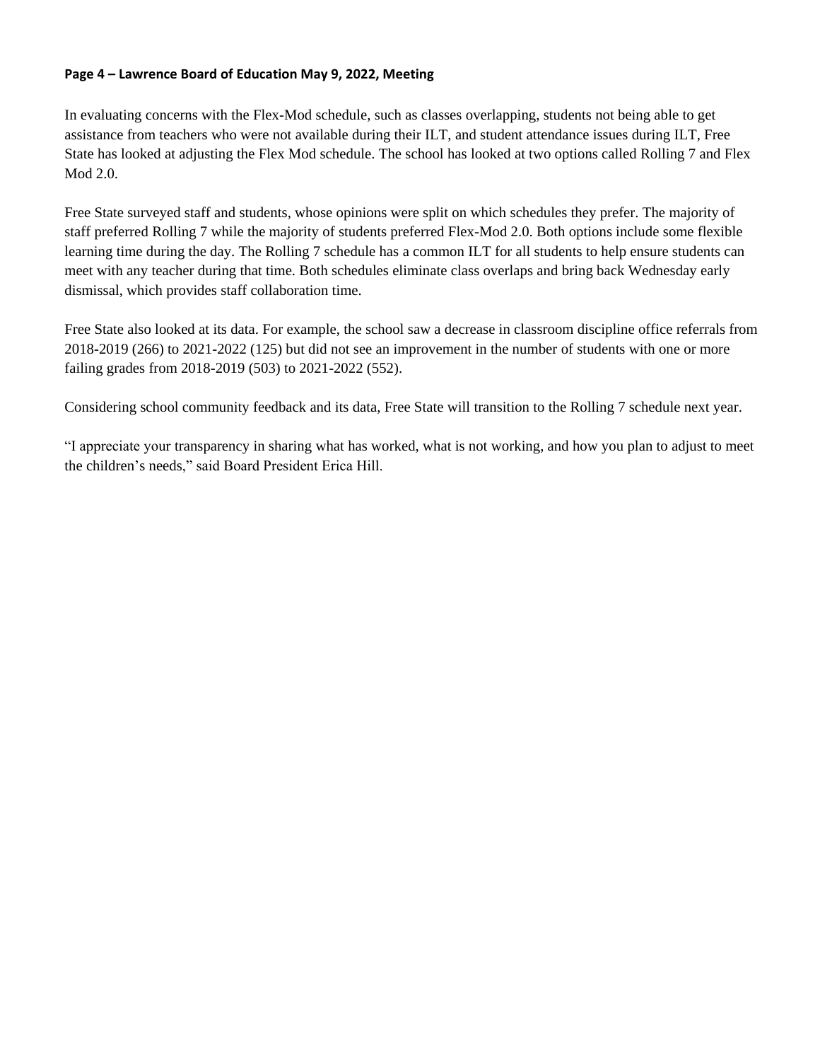In evaluating concerns with the Flex-Mod schedule, such as classes overlapping, students not being able to get assistance from teachers who were not available during their ILT, and student attendance issues during ILT, Free State has looked at adjusting the Flex Mod schedule. The school has looked at two options called Rolling 7 and Flex Mod 2.0.

Free State surveyed staff and students, whose opinions were split on which schedules they prefer. The majority of staff preferred Rolling 7 while the majority of students preferred Flex-Mod 2.0. Both options include some flexible learning time during the day. The Rolling 7 schedule has a common ILT for all students to help ensure students can meet with any teacher during that time. Both schedules eliminate class overlaps and bring back Wednesday early dismissal, which provides staff collaboration time.

Free State also looked at its data. For example, the school saw a decrease in classroom discipline office referrals from 2018-2019 (266) to 2021-2022 (125) but did not see an improvement in the number of students with one or more failing grades from 2018-2019 (503) to 2021-2022 (552).

Considering school community feedback and its data, Free State will transition to the Rolling 7 schedule next year.

"I appreciate your transparency in sharing what has worked, what is not working, and how you plan to adjust to meet the children's needs," said Board President Erica Hill.